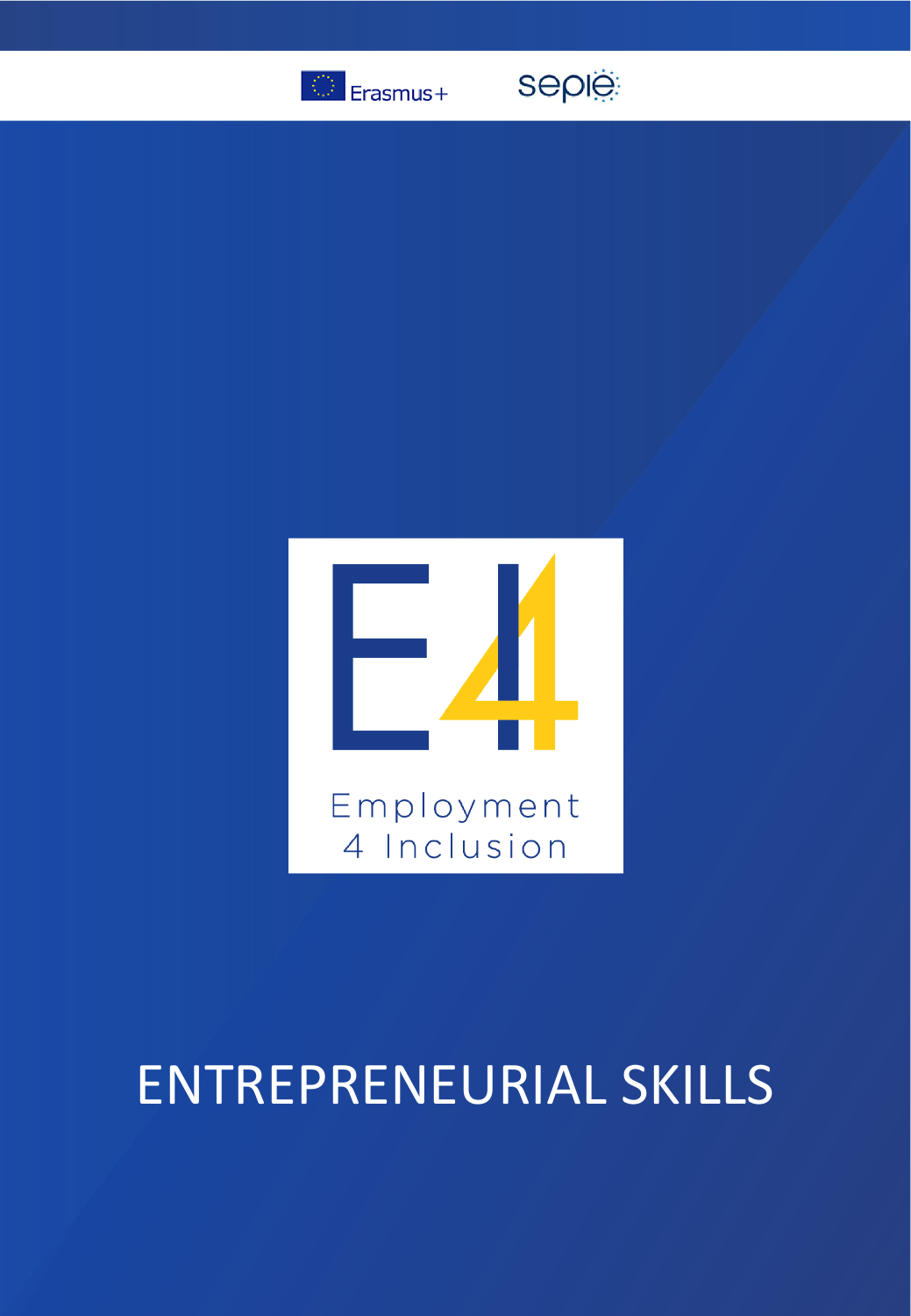Erasmus+

sepie

Employment 4 Inclusion

# ENTREPRENEURIAL SKILLS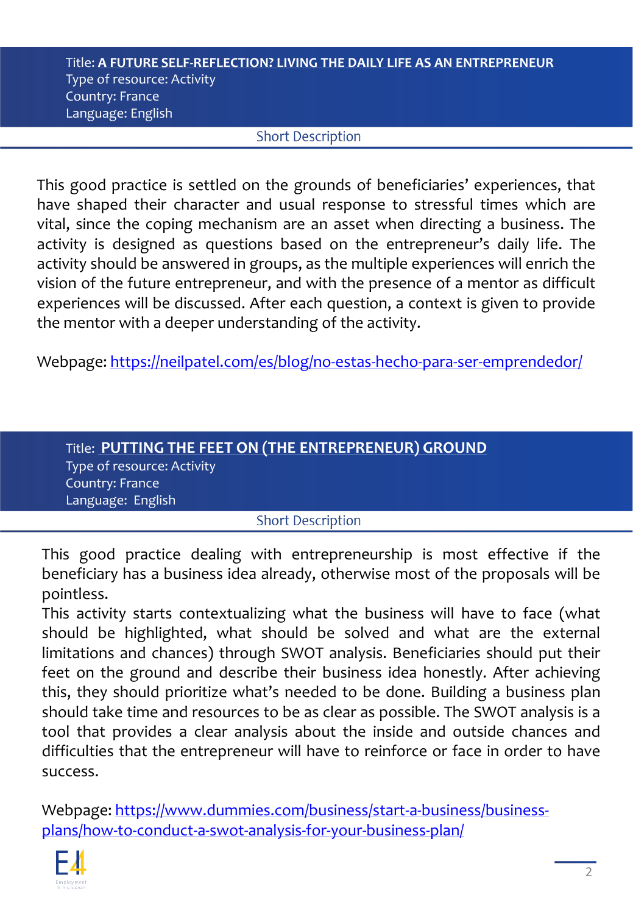Title: **A FUTURE SELF-REFLECTION? LIVING THE DAILY LIFE AS AN ENTREPRENEUR**
Type of resource: Activity
Country: France
Language: English

### Short Description

This good practice is settled on the grounds of beneficiaries' experiences, that have shaped their character and usual response to stressful times which are vital, since the coping mechanism are an asset when directing a business. The activity is designed as questions based on the entrepreneur's daily life. The activity should be answered in groups, as the multiple experiences will enrich the vision of the future entrepreneur, and with the presence of a mentor as difficult experiences will be discussed. After each question, a context is given to provide the mentor with a deeper understanding of the activity.

Webpage: https://neilpatel.com/es/blog/no-estas-hecho-para-ser-emprendedor/

Title: **PUTTING THE FEET ON (THE ENTREPRENEUR) GROUND**
Type of resource: Activity
Country: France
Language: English

### Short Description

This good practice dealing with entrepreneurship is most effective if the beneficiary has a business idea already, otherwise most of the proposals will be pointless.
This activity starts contextualizing what the business will have to face (what should be highlighted, what should be solved and what are the external limitations and chances) through SWOT analysis. Beneficiaries should put their feet on the ground and describe their business idea honestly. After achieving this, they should prioritize what's needed to be done. Building a business plan should take time and resources to be as clear as possible. The SWOT analysis is a tool that provides a clear analysis about the inside and outside chances and difficulties that the entrepreneur will have to reinforce or face in order to have success.

Webpage: https://www.dummies.com/business/start-a-business/business-plans/how-to-conduct-a-swot-analysis-for-your-business-plan/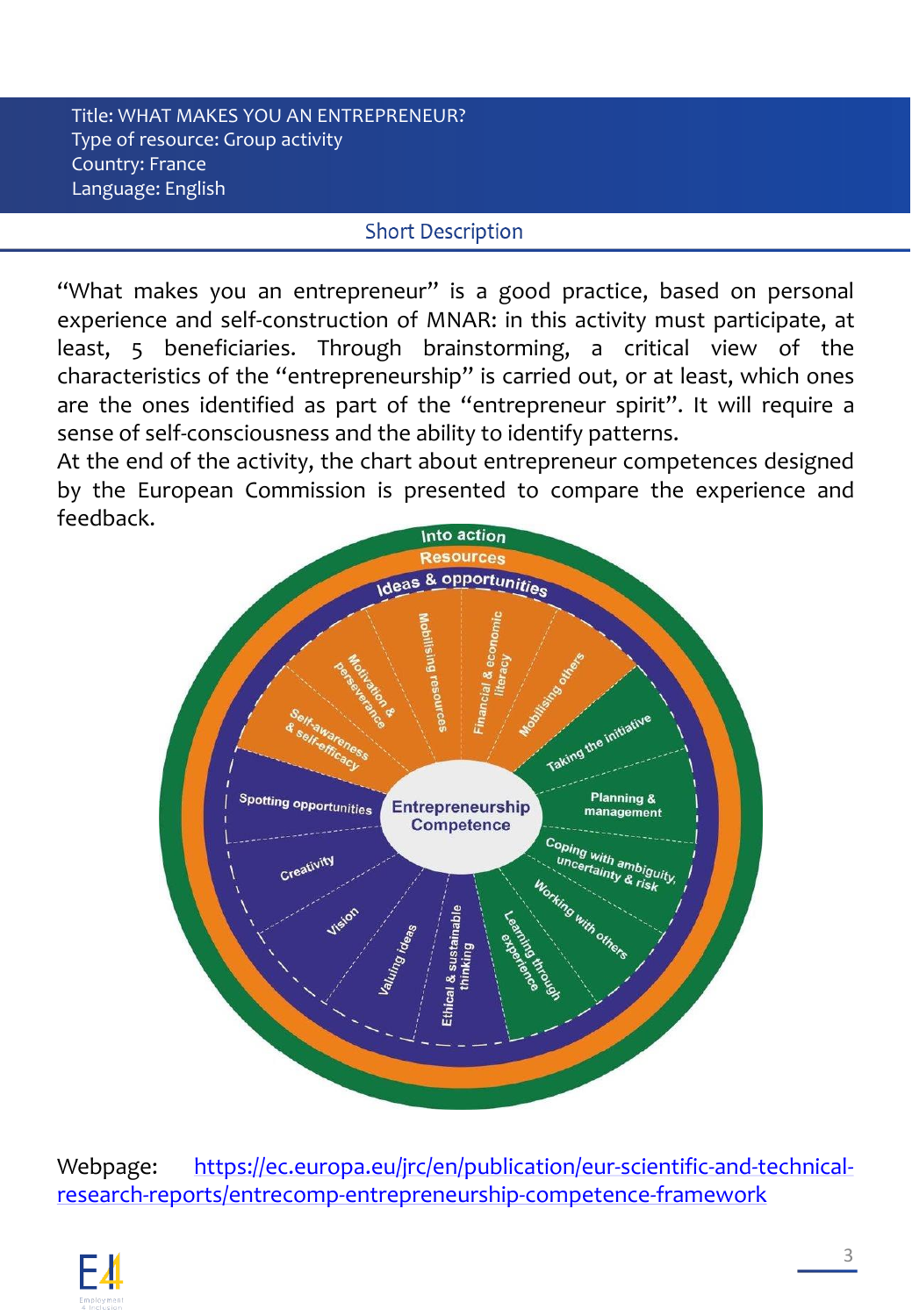Title: WHAT MAKES YOU AN ENTREPRENEUR?
Type of resource: Group activity
Country: France
Language: English

## Short Description

"What makes you an entrepreneur" is a good practice, based on personal experience and self-construction of MNAR: in this activity must participate, at least, 5 beneficiaries. Through brainstorming, a critical view of the characteristics of the "entrepreneurship" is carried out, or at least, which ones are the ones identified as part of the "entrepreneur spirit". It will require a sense of self-consciousness and the ability to identify patterns.

At the end of the activity, the chart about entrepreneur competences designed by the European Commission is presented to compare the experience and feedback.

Into action
Resources
Ideas & opportunities
Entrepreneurship Competence
Spotting opportunities
Creativity
Vision
Valuing ideas
Ethical & sustainable thinking
Self-awareness & self-efficacy
Motivation & perseverance
Mobilising resources
Financial & economic literacy
Mobilising others
Taking the initiative
Planning & management
Coping with ambiguity, uncertainty & risk
Working with others
Learning through experience

Webpage: [https://ec.europa.eu/jrc/en/publication/eur-scientific-and-technical-research-reports/entrecomp-entrepreneurship-competence-framework](https://ec.europa.eu/jrc/en/publication/eur-scientific-and-technical-research-reports/entrecomp-entrepreneurship-competence-framework)